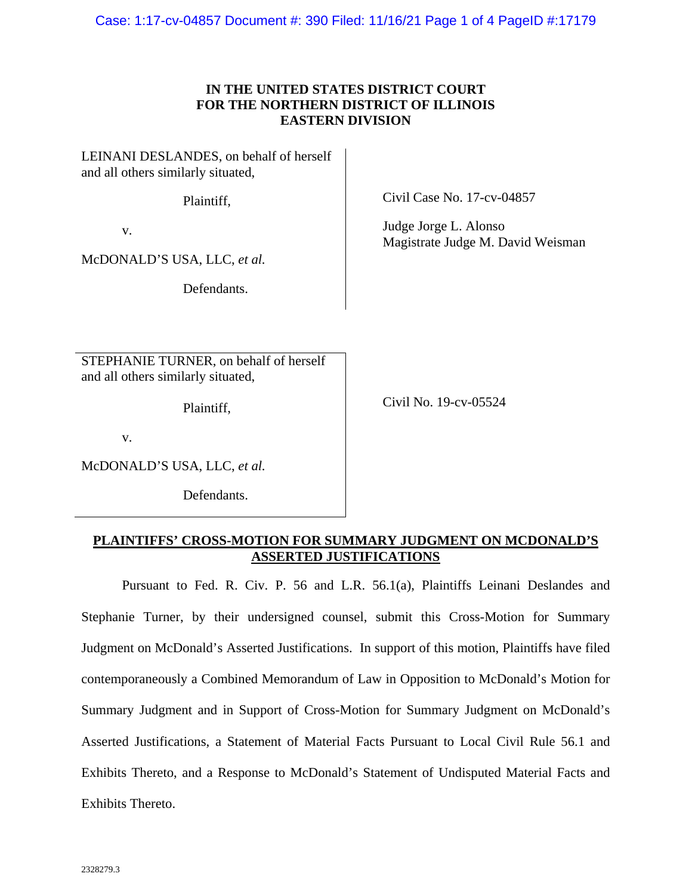**IN THE UNITED STATES DISTRICT COURT**
**FOR THE NORTHERN DISTRICT OF ILLINOIS**
**EASTERN DIVISION**

LEINANI DESLANDES, on behalf of herself and all others similarly situated,

Plaintiff,

v.

McDONALD'S USA, LLC, *et al.*

Defendants.

Civil Case No. 17-cv-04857

Judge Jorge L. Alonso
Magistrate Judge M. David Weisman

STEPHANIE TURNER, on behalf of herself and all others similarly situated,

Plaintiff,

v.

McDONALD'S USA, LLC, *et al.*

Defendants.

Civil No. 19-cv-05524

**PLAINTIFFS' CROSS-MOTION FOR SUMMARY JUDGMENT ON MCDONALD'S ASSERTED JUSTIFICATIONS**

Pursuant to Fed. R. Civ. P. 56 and L.R. 56.1(a), Plaintiffs Leinani Deslandes and Stephanie Turner, by their undersigned counsel, submit this Cross-Motion for Summary Judgment on McDonald's Asserted Justifications. In support of this motion, Plaintiffs have filed contemporaneously a Combined Memorandum of Law in Opposition to McDonald's Motion for Summary Judgment and in Support of Cross-Motion for Summary Judgment on McDonald's Asserted Justifications, a Statement of Material Facts Pursuant to Local Civil Rule 56.1 and Exhibits Thereto, and a Response to McDonald's Statement of Undisputed Material Facts and Exhibits Thereto.

2328279.3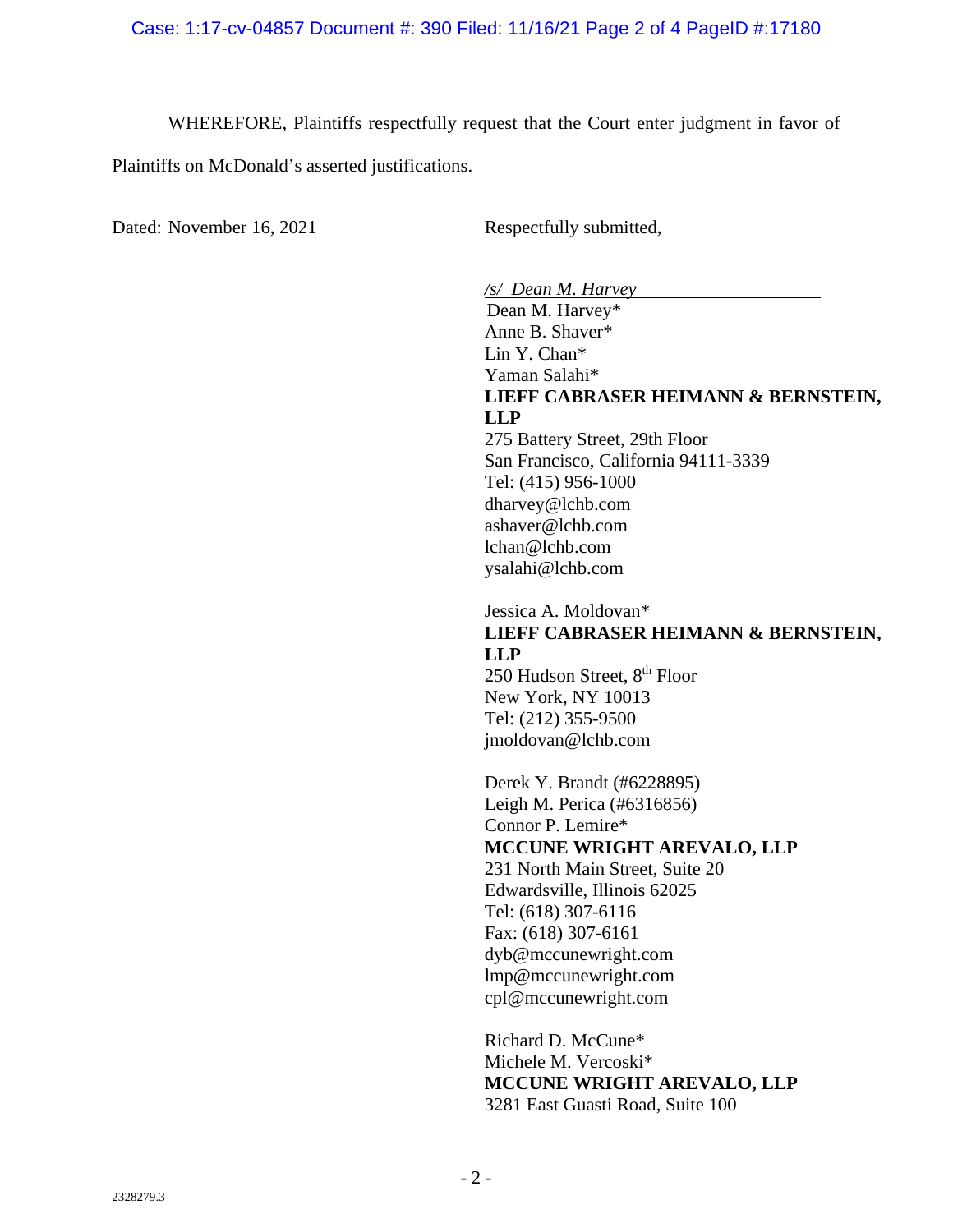WHEREFORE, Plaintiffs respectfully request that the Court enter judgment in favor of Plaintiffs on McDonald's asserted justifications.

Dated: November 16, 2021

Respectfully submitted,

*/s/ Dean M. Harvey*
Dean M. Harvey*
Anne B. Shaver*
Lin Y. Chan*
Yaman Salahi*
**LIEFF CABRASER HEIMANN & BERNSTEIN, LLP**
275 Battery Street, 29th Floor
San Francisco, California 94111-3339
Tel: (415) 956-1000
dharvey@lchb.com
ashaver@lchb.com
lchan@lchb.com
ysalahi@lchb.com

Jessica A. Moldovan*
**LIEFF CABRASER HEIMANN & BERNSTEIN, LLP**
250 Hudson Street, 8th Floor
New York, NY 10013
Tel: (212) 355-9500
jmoldovan@lchb.com

Derek Y. Brandt (#6228895)
Leigh M. Perica (#6316856)
Connor P. Lemire*
**MCCUNE WRIGHT AREVALO, LLP**
231 North Main Street, Suite 20
Edwardsville, Illinois 62025
Tel: (618) 307-6116
Fax: (618) 307-6161
dyb@mccunewright.com
lmp@mccunewright.com
cpl@mccunewright.com

Richard D. McCune*
Michele M. Vercoski*
**MCCUNE WRIGHT AREVALO, LLP**
3281 East Guasti Road, Suite 100

2328279.3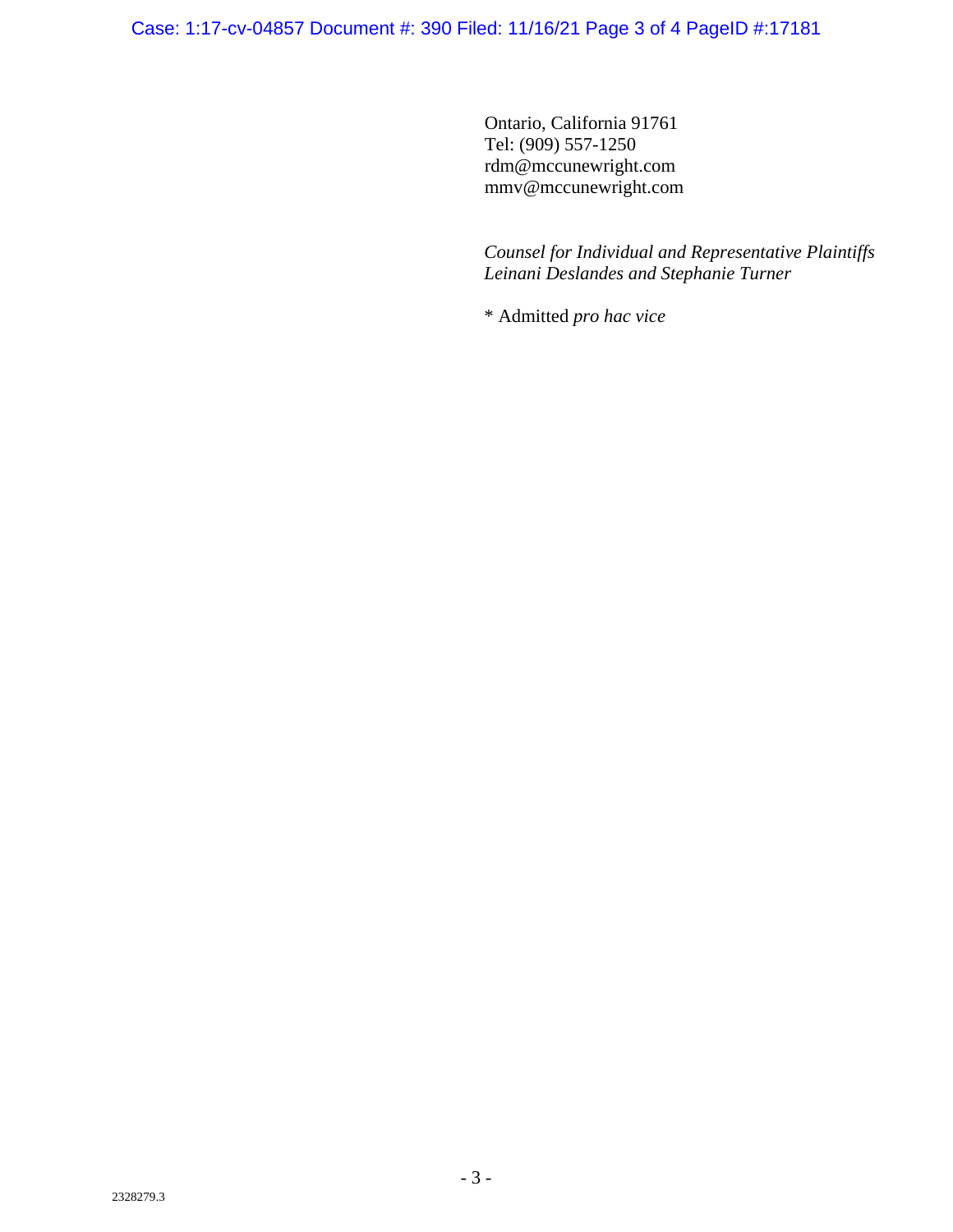Ontario, California 91761
Tel: (909) 557-1250
rdm@mccunewright.com
mmv@mccunewright.com

*Counsel for Individual and Representative Plaintiffs Leinani Deslandes and Stephanie Turner*

* Admitted *pro hac vice*

2328279.3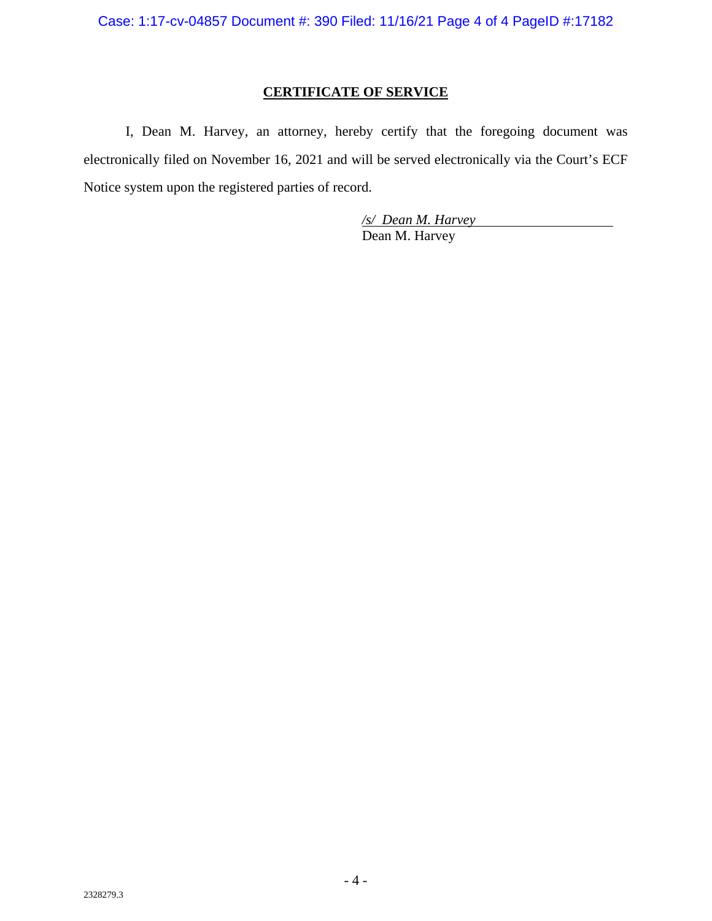## CERTIFICATE OF SERVICE

I, Dean M. Harvey, an attorney, hereby certify that the foregoing document was electronically filed on November 16, 2021 and will be served electronically via the Court's ECF Notice system upon the registered parties of record.

*/s/ Dean M. Harvey*
Dean M. Harvey

2328279.3